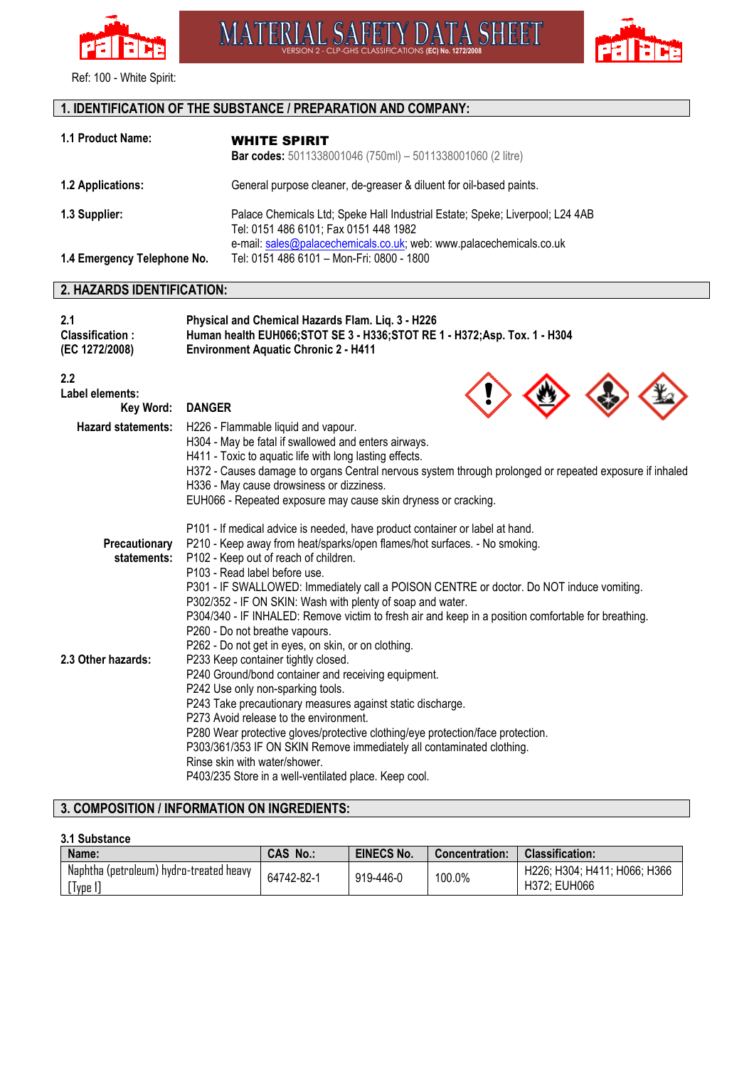# MATERIAL SAFETY DATA SHEET

VERSION 2 - CLP-GHS CLASSIFICATIONS **(EC) No. 1272/2008**

Ref: 100 - White Spirit:

## 1. IDENTIFICATION OF THE SUBSTANCE / PREPARATION AND COMPANY:

**1.1 Product Name:** **WHITE SPIRIT**
**Bar codes:** 5011338001046 (750ml) – 5011338001060 (2 litre)

**1.2 Applications:** General purpose cleaner, de-greaser & diluent for oil-based paints.

**1.3 Supplier:** Palace Chemicals Ltd; Speke Hall Industrial Estate; Speke; Liverpool; L24 4AB
Tel: 0151 486 6101; Fax 0151 448 1982
e-mail: sales@palacechemicals.co.uk; web: www.palacechemicals.co.uk

**1.4 Emergency Telephone No.** Tel: 0151 486 6101 – Mon-Fri: 0800 - 1800

## 2. HAZARDS IDENTIFICATION:

**2.1 Classification : (EC 1272/2008)**

**Physical and Chemical Hazards Flam. Liq. 3 - H226**
**Human health EUH066;STOT SE 3 - H336;STOT RE 1 - H372;Asp. Tox. 1 - H304**
**Environment Aquatic Chronic 2 - H411**

**2.2 Label elements:**

**Key Word:** **DANGER**

**Hazard statements:**
H226 - Flammable liquid and vapour.
H304 - May be fatal if swallowed and enters airways.
H411 - Toxic to aquatic life with long lasting effects.
H372 - Causes damage to organs Central nervous system through prolonged or repeated exposure if inhaled
H336 - May cause drowsiness or dizziness.
EUH066 - Repeated exposure may cause skin dryness or cracking.

**Precautionary statements:**
P101 - If medical advice is needed, have product container or label at hand.
P210 - Keep away from heat/sparks/open flames/hot surfaces. - No smoking.
P102 - Keep out of reach of children.
P103 - Read label before use.
P301 - IF SWALLOWED: Immediately call a POISON CENTRE or doctor. Do NOT induce vomiting.
P302/352 - IF ON SKIN: Wash with plenty of soap and water.
P304/340 - IF INHALED: Remove victim to fresh air and keep in a position comfortable for breathing.
P260 - Do not breathe vapours.
P262 - Do not get in eyes, on skin, or on clothing.
P233 Keep container tightly closed.
P240 Ground/bond container and receiving equipment.
P242 Use only non-sparking tools.
P243 Take precautionary measures against static discharge.
P273 Avoid release to the environment.
P280 Wear protective gloves/protective clothing/eye protection/face protection.
P303/361/353 IF ON SKIN Remove immediately all contaminated clothing.
Rinse skin with water/shower.
P403/235 Store in a well-ventilated place. Keep cool.

**2.3 Other hazards:**

## 3. COMPOSITION / INFORMATION ON INGREDIENTS:

**3.1 Substance**

| Name: | CAS No.: | EINECS No. | Concentration: | Classification: |
|---|---|---|---|---|
| Naphtha (petroleum) hydro-treated heavy [Type I] | 64742-82-1 | 919-446-0 | 100.0% | H226; H304; H411; H066; H366 H372; EUH066 |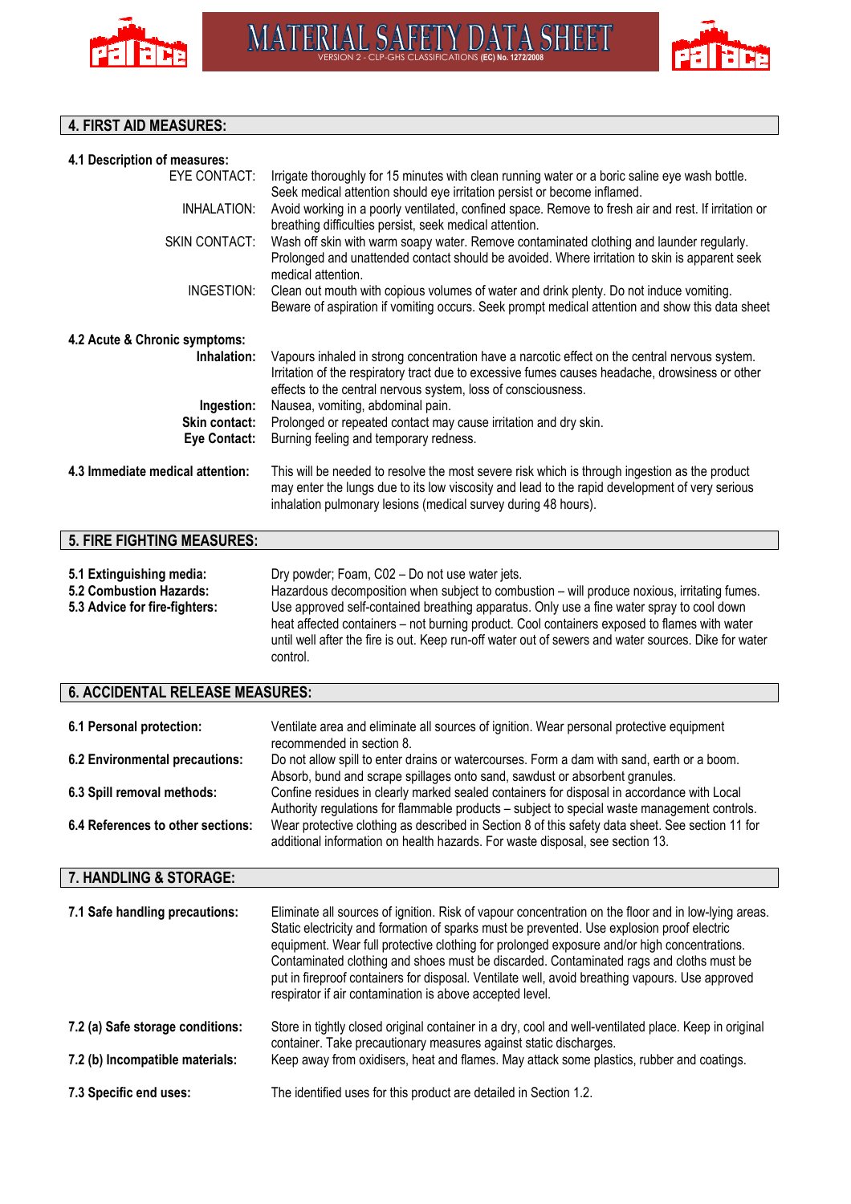## 4. FIRST AID MEASURES:

**4.1 Description of measures:**

EYE CONTACT: Irrigate thoroughly for 15 minutes with clean running water or a boric saline eye wash bottle. Seek medical attention should eye irritation persist or become inflamed.

INHALATION: Avoid working in a poorly ventilated, confined space. Remove to fresh air and rest. If irritation or breathing difficulties persist, seek medical attention.

SKIN CONTACT: Wash off skin with warm soapy water. Remove contaminated clothing and launder regularly. Prolonged and unattended contact should be avoided. Where irritation to skin is apparent seek medical attention.

INGESTION: Clean out mouth with copious volumes of water and drink plenty. Do not induce vomiting. Beware of aspiration if vomiting occurs. Seek prompt medical attention and show this data sheet

**4.2 Acute & Chronic symptoms:**

**Inhalation:** Vapours inhaled in strong concentration have a narcotic effect on the central nervous system. Irritation of the respiratory tract due to excessive fumes causes headache, drowsiness or other effects to the central nervous system, loss of consciousness.

**Ingestion:** Nausea, vomiting, abdominal pain.

**Skin contact:** Prolonged or repeated contact may cause irritation and dry skin.

**Eye Contact:** Burning feeling and temporary redness.

**4.3 Immediate medical attention:** This will be needed to resolve the most severe risk which is through ingestion as the product may enter the lungs due to its low viscosity and lead to the rapid development of very serious inhalation pulmonary lesions (medical survey during 48 hours).

## 5. FIRE FIGHTING MEASURES:

**5.1 Extinguishing media:** Dry powder; Foam, C02 – Do not use water jets.

**5.2 Combustion Hazards:** Hazardous decomposition when subject to combustion – will produce noxious, irritating fumes.

**5.3 Advice for fire-fighters:** Use approved self-contained breathing apparatus. Only use a fine water spray to cool down heat affected containers – not burning product. Cool containers exposed to flames with water until well after the fire is out. Keep run-off water out of sewers and water sources. Dike for water control.

## 6. ACCIDENTAL RELEASE MEASURES:

**6.1 Personal protection:** Ventilate area and eliminate all sources of ignition. Wear personal protective equipment recommended in section 8.

**6.2 Environmental precautions:** Do not allow spill to enter drains or watercourses. Form a dam with sand, earth or a boom. Absorb, bund and scrape spillages onto sand, sawdust or absorbent granules.

**6.3 Spill removal methods:** Confine residues in clearly marked sealed containers for disposal in accordance with Local Authority regulations for flammable products – subject to special waste management controls.

**6.4 References to other sections:** Wear protective clothing as described in Section 8 of this safety data sheet. See section 11 for additional information on health hazards. For waste disposal, see section 13.

## 7. HANDLING & STORAGE:

**7.1 Safe handling precautions:** Eliminate all sources of ignition. Risk of vapour concentration on the floor and in low-lying areas. Static electricity and formation of sparks must be prevented. Use explosion proof electric equipment. Wear full protective clothing for prolonged exposure and/or high concentrations. Contaminated clothing and shoes must be discarded. Contaminated rags and cloths must be put in fireproof containers for disposal. Ventilate well, avoid breathing vapours. Use approved respirator if air contamination is above accepted level.

**7.2 (a) Safe storage conditions:** Store in tightly closed original container in a dry, cool and well-ventilated place. Keep in original container. Take precautionary measures against static discharges.

**7.2 (b) Incompatible materials:** Keep away from oxidisers, heat and flames. May attack some plastics, rubber and coatings.

**7.3 Specific end uses:** The identified uses for this product are detailed in Section 1.2.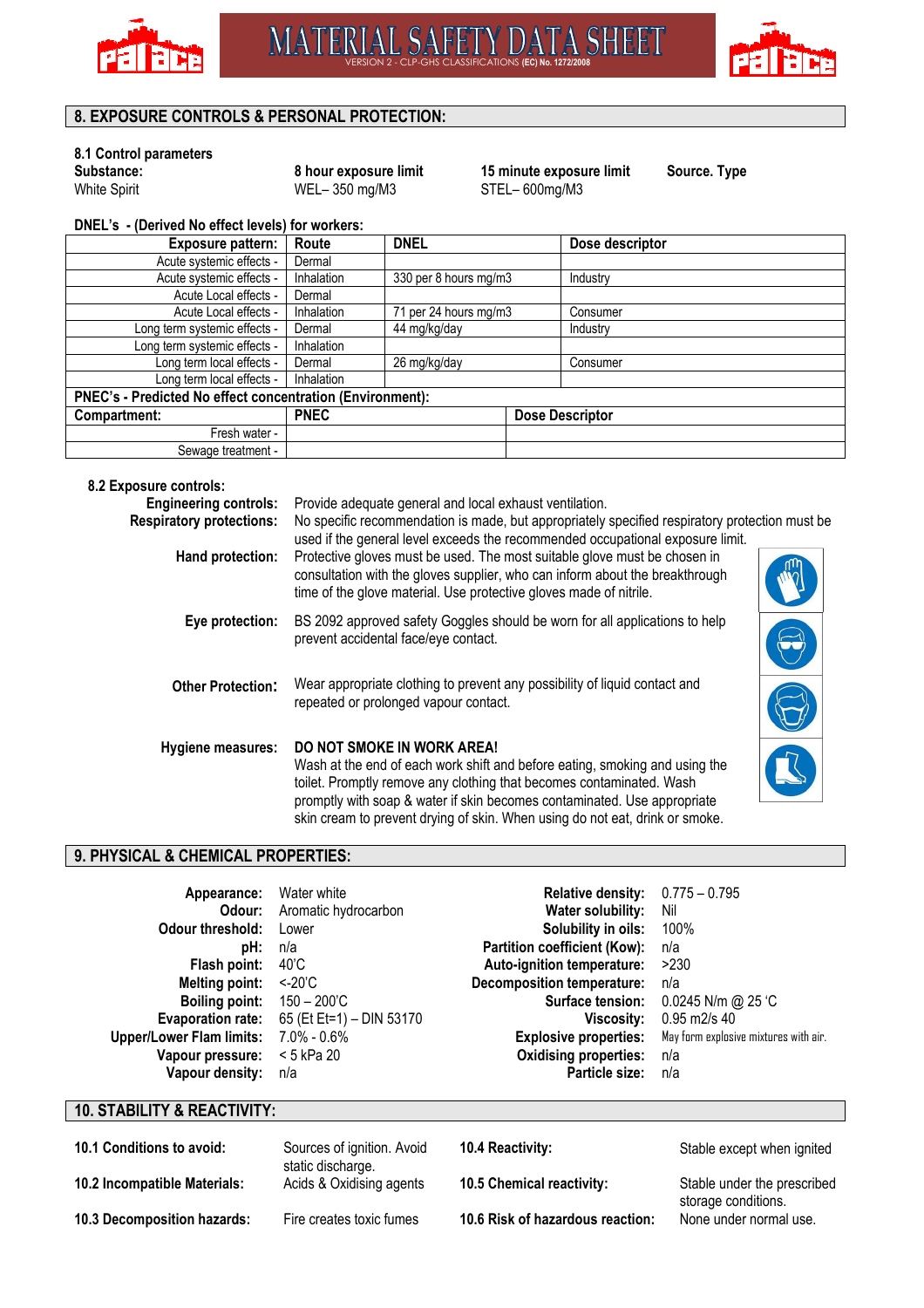## 8. EXPOSURE CONTROLS & PERSONAL PROTECTION:

### 8.1 Control parameters

| Substance: | 8 hour exposure limit | 15 minute exposure limit | Source. Type |
|---|---|---|---|
| White Spirit | WEL– 350 mg/M3 | STEL– 600mg/M3 | |

**DNEL's - (Derived No effect levels) for workers:**

| Exposure pattern: | Route | DNEL | Dose descriptor |
|---|---|---|---|
| Acute systemic effects - | Dermal | | |
| Acute systemic effects - | Inhalation | 330 per 8 hours mg/m3 | Industry |
| Acute Local effects - | Dermal | | |
| Acute Local effects - | Inhalation | 71 per 24 hours mg/m3 | Consumer |
| Long term systemic effects - | Dermal | 44 mg/kg/day | Industry |
| Long term systemic effects - | Inhalation | | |
| Long term local effects - | Dermal | 26 mg/kg/day | Consumer |
| Long term local effects - | Inhalation | | |

**PNEC's - Predicted No effect concentration (Environment):**

| Compartment: | PNEC | Dose Descriptor |
|---|---|---|
| Fresh water - | | |
| Sewage treatment - | | |

### 8.2 Exposure controls:

**Engineering controls:** Provide adequate general and local exhaust ventilation.

**Respiratory protections:** No specific recommendation is made, but appropriately specified respiratory protection must be used if the general level exceeds the recommended occupational exposure limit.

**Hand protection:** Protective gloves must be used. The most suitable glove must be chosen in consultation with the gloves supplier, who can inform about the breakthrough time of the glove material. Use protective gloves made of nitrile.

**Eye protection:** BS 2092 approved safety Goggles should be worn for all applications to help prevent accidental face/eye contact.

**Other Protection:** Wear appropriate clothing to prevent any possibility of liquid contact and repeated or prolonged vapour contact.

**Hygiene measures:** **DO NOT SMOKE IN WORK AREA!** Wash at the end of each work shift and before eating, smoking and using the toilet. Promptly remove any clothing that becomes contaminated. Wash promptly with soap & water if skin becomes contaminated. Use appropriate skin cream to prevent drying of skin. When using do not eat, drink or smoke.

## 9. PHYSICAL & CHEMICAL PROPERTIES:

| Property | Value |
|---|---|
| **Appearance:** | Water white |
| **Odour:** | Aromatic hydrocarbon |
| **Odour threshold:** | Lower |
| **pH:** | n/a |
| **Flash point:** | 40'C |
| **Melting point:** | <-20'C |
| **Boiling point:** | 150 – 200'C |
| **Evaporation rate:** | 65 (Et Et=1) – DIN 53170 |
| **Upper/Lower Flam limits:** | 7.0% - 0.6% |
| **Vapour pressure:** | < 5 kPa 20 |
| **Vapour density:** | n/a |
| **Relative density:** | 0.775 – 0.795 |
| **Water solubility:** | Nil |
| **Solubility in oils:** | 100% |
| **Partition coefficient (Kow):** | n/a |
| **Auto-ignition temperature:** | >230 |
| **Decomposition temperature:** | n/a |
| **Surface tension:** | 0.0245 N/m @ 25 'C |
| **Viscosity:** | 0.95 m2/s 40 |
| **Explosive properties:** | May form explosive mixtures with air. |
| **Oxidising properties:** | n/a |
| **Particle size:** | n/a |

## 10. STABILITY & REACTIVITY:

**10.1 Conditions to avoid:** Sources of ignition. Avoid static discharge.

**10.2 Incompatible Materials:** Acids & Oxidising agents

**10.3 Decomposition hazards:** Fire creates toxic fumes

**10.4 Reactivity:** Stable except when ignited

**10.5 Chemical reactivity:** Stable under the prescribed storage conditions.

**10.6 Risk of hazardous reaction:** None under normal use.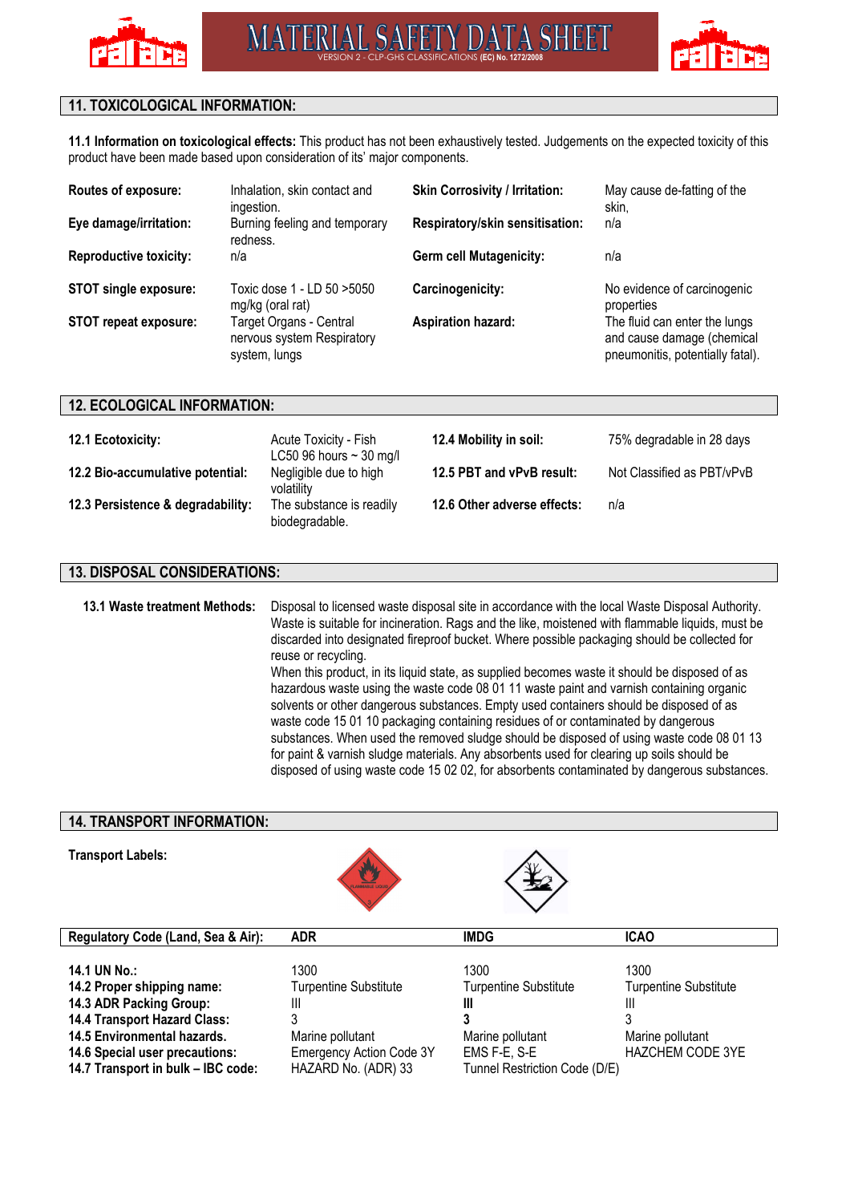## 11. TOXICOLOGICAL INFORMATION:

**11.1 Information on toxicological effects:** This product has not been exhaustively tested. Judgements on the expected toxicity of this product have been made based upon consideration of its' major components.

| | | | |
|---|---|---|---|
| **Routes of exposure:** | Inhalation, skin contact and ingestion. | **Skin Corrosivity / Irritation:** | May cause de-fatting of the skin, |
| **Eye damage/irritation:** | Burning feeling and temporary redness. | **Respiratory/skin sensitisation:** | n/a |
| **Reproductive toxicity:** | n/a | **Germ cell Mutagenicity:** | n/a |
| **STOT single exposure:** | Toxic dose 1 - LD 50 >5050 mg/kg (oral rat) | **Carcinogenicity:** | No evidence of carcinogenic properties |
| **STOT repeat exposure:** | Target Organs - Central nervous system Respiratory system, lungs | **Aspiration hazard:** | The fluid can enter the lungs and cause damage (chemical pneumonitis, potentially fatal). |

## 12. ECOLOGICAL INFORMATION:

| | | | |
|---|---|---|---|
| **12.1 Ecotoxicity:** | Acute Toxicity - Fish LC50 96 hours ~ 30 mg/l | **12.4 Mobility in soil:** | 75% degradable in 28 days |
| **12.2 Bio-accumulative potential:** | Negligible due to high volatility | **12.5 PBT and vPvB result:** | Not Classified as PBT/vPvB |
| **12.3 Persistence & degradability:** | The substance is readily biodegradable. | **12.6 Other adverse effects:** | n/a |

## 13. DISPOSAL CONSIDERATIONS:

**13.1 Waste treatment Methods:** Disposal to licensed waste disposal site in accordance with the local Waste Disposal Authority. Waste is suitable for incineration. Rags and the like, moistened with flammable liquids, must be discarded into designated fireproof bucket. Where possible packaging should be collected for reuse or recycling.
When this product, in its liquid state, as supplied becomes waste it should be disposed of as hazardous waste using the waste code 08 01 11 waste paint and varnish containing organic solvents or other dangerous substances. Empty used containers should be disposed of as waste code 15 01 10 packaging containing residues of or contaminated by dangerous substances. When used the removed sludge should be disposed of using waste code 08 01 13 for paint & varnish sludge materials. Any absorbents used for clearing up soils should be disposed of using waste code 15 02 02, for absorbents contaminated by dangerous substances.

## 14. TRANSPORT INFORMATION:

**Transport Labels:**

| **Regulatory Code (Land, Sea & Air):** | **ADR** | **IMDG** | **ICAO** |
|---|---|---|---|
| **14.1 UN No.:** | 1300 | 1300 | 1300 |
| **14.2 Proper shipping name:** | Turpentine Substitute | Turpentine Substitute | Turpentine Substitute |
| **14.3 ADR Packing Group:** | III | **III** | III |
| **14.4 Transport Hazard Class:** | 3 | **3** | 3 |
| **14.5 Environmental hazards.** | Marine pollutant | Marine pollutant | Marine pollutant |
| **14.6 Special user precautions:** | Emergency Action Code 3Y | EMS F-E, S-E | HAZCHEM CODE 3YE |
| **14.7 Transport in bulk – IBC code:** | HAZARD No. (ADR) 33 | Tunnel Restriction Code (D/E) | |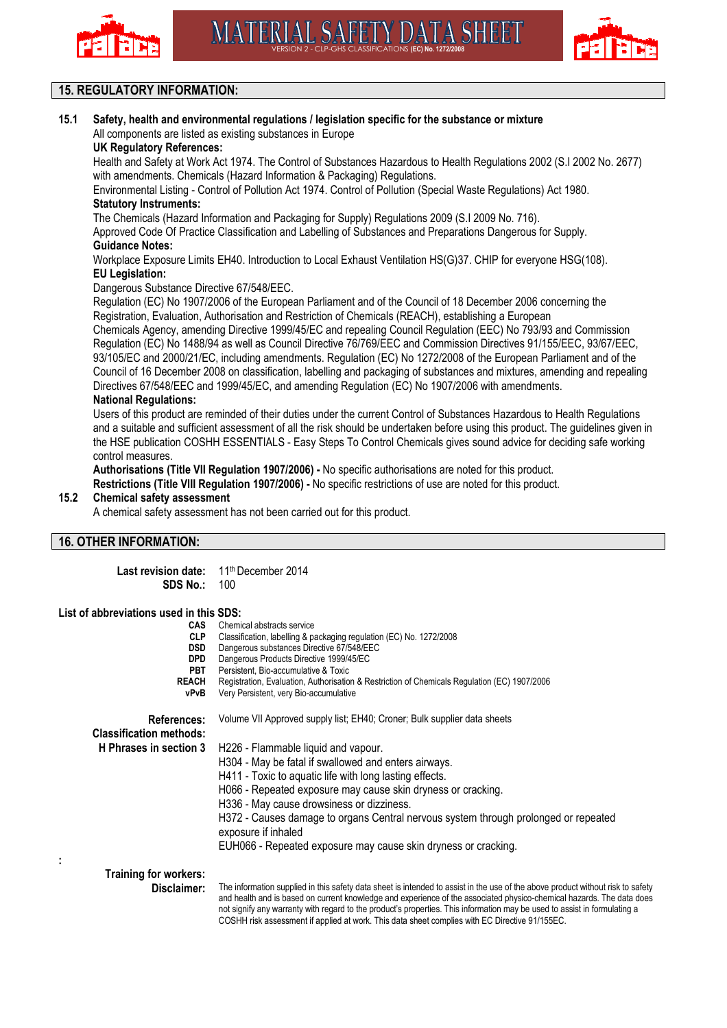## 15. REGULATORY INFORMATION:

**15.1 Safety, health and environmental regulations / legislation specific for the substance or mixture**

All components are listed as existing substances in Europe

**UK Regulatory References:**

Health and Safety at Work Act 1974. The Control of Substances Hazardous to Health Regulations 2002 (S.I 2002 No. 2677) with amendments. Chemicals (Hazard Information & Packaging) Regulations.

Environmental Listing - Control of Pollution Act 1974. Control of Pollution (Special Waste Regulations) Act 1980.

**Statutory Instruments:**

The Chemicals (Hazard Information and Packaging for Supply) Regulations 2009 (S.I 2009 No. 716).

Approved Code Of Practice Classification and Labelling of Substances and Preparations Dangerous for Supply.

**Guidance Notes:**

Workplace Exposure Limits EH40. Introduction to Local Exhaust Ventilation HS(G)37. CHIP for everyone HSG(108).

**EU Legislation:**

Dangerous Substance Directive 67/548/EEC.

Regulation (EC) No 1907/2006 of the European Parliament and of the Council of 18 December 2006 concerning the Registration, Evaluation, Authorisation and Restriction of Chemicals (REACH), establishing a European Chemicals Agency, amending Directive 1999/45/EC and repealing Council Regulation (EEC) No 793/93 and Commission Regulation (EC) No 1488/94 as well as Council Directive 76/769/EEC and Commission Directives 91/155/EEC, 93/67/EEC, 93/105/EC and 2000/21/EC, including amendments. Regulation (EC) No 1272/2008 of the European Parliament and of the Council of 16 December 2008 on classification, labelling and packaging of substances and mixtures, amending and repealing Directives 67/548/EEC and 1999/45/EC, and amending Regulation (EC) No 1907/2006 with amendments.

**National Regulations:**

Users of this product are reminded of their duties under the current Control of Substances Hazardous to Health Regulations and a suitable and sufficient assessment of all the risk should be undertaken before using this product. The guidelines given in the HSE publication COSHH ESSENTIALS - Easy Steps To Control Chemicals gives sound advice for deciding safe working control measures.

**Authorisations (Title VII Regulation 1907/2006) -** No specific authorisations are noted for this product.

**Restrictions (Title VIII Regulation 1907/2006) -** No specific restrictions of use are noted for this product.

**15.2 Chemical safety assessment**

A chemical safety assessment has not been carried out for this product.

## 16. OTHER INFORMATION:

**Last revision date:** 11th December 2014

**SDS No.:** 100

**List of abbreviations used in this SDS:**

| | |
|---|---|
| **CAS** | Chemical abstracts service |
| **CLP** | Classification, labelling & packaging regulation (EC) No. 1272/2008 |
| **DSD** | Dangerous substances Directive 67/548/EEC |
| **DPD** | Dangerous Products Directive 1999/45/EC |
| **PBT** | Persistent, Bio-accumulative & Toxic |
| **REACH** | Registration, Evaluation, Authorisation & Restriction of Chemicals Regulation (EC) 1907/2006 |
| **vPvB** | Very Persistent, very Bio-accumulative |

**References:** Volume VII Approved supply list; EH40; Croner; Bulk supplier data sheets

**Classification methods:**

**H Phrases in section 3**

H226 - Flammable liquid and vapour.

H304 - May be fatal if swallowed and enters airways.

H411 - Toxic to aquatic life with long lasting effects.

H066 - Repeated exposure may cause skin dryness or cracking.

H336 - May cause drowsiness or dizziness.

H372 - Causes damage to organs Central nervous system through prolonged or repeated exposure if inhaled

EUH066 - Repeated exposure may cause skin dryness or cracking.

:

**Training for workers:**

**Disclaimer:** The information supplied in this safety data sheet is intended to assist in the use of the above product without risk to safety and health and is based on current knowledge and experience of the associated physico-chemical hazards. The data does not signify any warranty with regard to the product's properties. This information may be used to assist in formulating a COSHH risk assessment if applied at work. This data sheet complies with EC Directive 91/155EC.